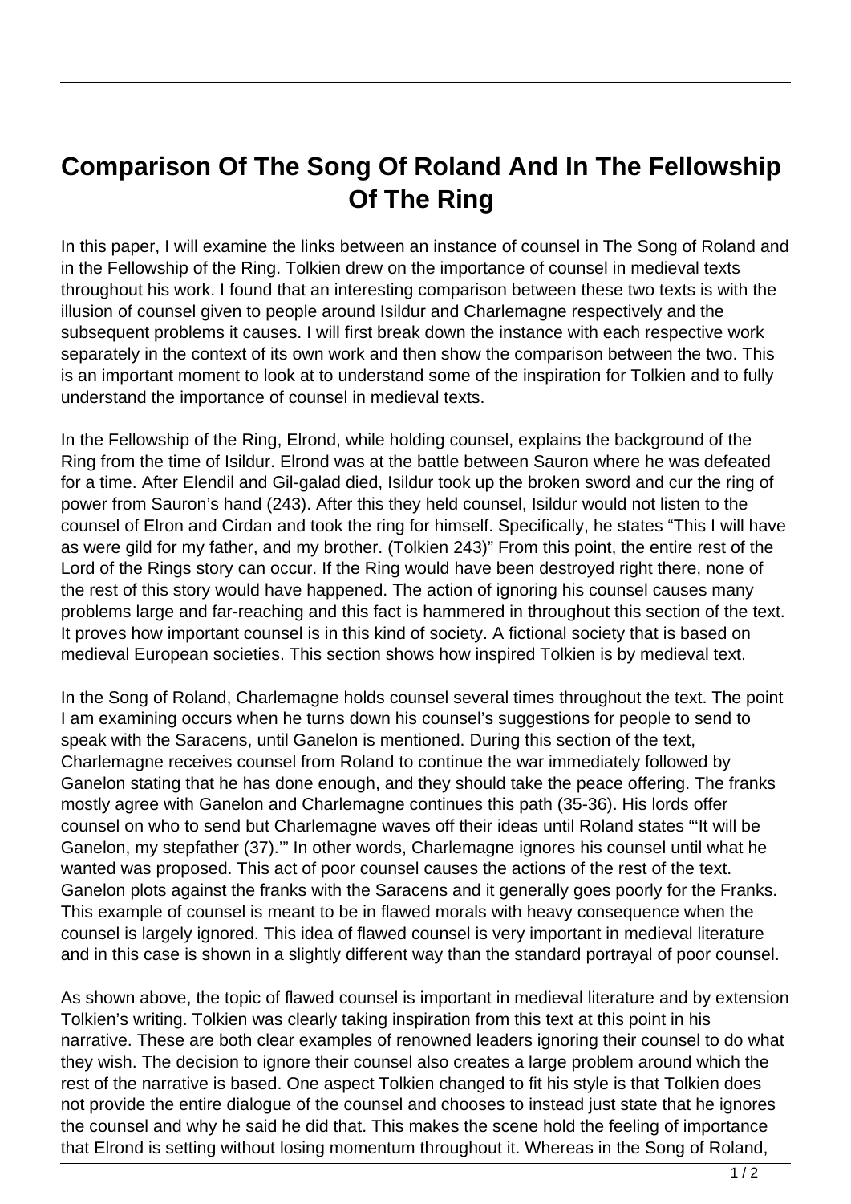# Comparison Of The Song Of Roland And In The Fellowship Of The Ring

In this paper, I will examine the links between an instance of counsel in The Song of Roland and in the Fellowship of the Ring. Tolkien drew on the importance of counsel in medieval texts throughout his work. I found that an interesting comparison between these two texts is with the illusion of counsel given to people around Isildur and Charlemagne respectively and the subsequent problems it causes. I will first break down the instance with each respective work separately in the context of its own work and then show the comparison between the two. This is an important moment to look at to understand some of the inspiration for Tolkien and to fully understand the importance of counsel in medieval texts.

In the Fellowship of the Ring, Elrond, while holding counsel, explains the background of the Ring from the time of Isildur. Elrond was at the battle between Sauron where he was defeated for a time. After Elendil and Gil-galad died, Isildur took up the broken sword and cur the ring of power from Sauron's hand (243). After this they held counsel, Isildur would not listen to the counsel of Elron and Cirdan and took the ring for himself. Specifically, he states "This I will have as were gild for my father, and my brother. (Tolkien 243)" From this point, the entire rest of the Lord of the Rings story can occur. If the Ring would have been destroyed right there, none of the rest of this story would have happened. The action of ignoring his counsel causes many problems large and far-reaching and this fact is hammered in throughout this section of the text. It proves how important counsel is in this kind of society. A fictional society that is based on medieval European societies. This section shows how inspired Tolkien is by medieval text.

In the Song of Roland, Charlemagne holds counsel several times throughout the text. The point I am examining occurs when he turns down his counsel's suggestions for people to send to speak with the Saracens, until Ganelon is mentioned. During this section of the text, Charlemagne receives counsel from Roland to continue the war immediately followed by Ganelon stating that he has done enough, and they should take the peace offering. The franks mostly agree with Ganelon and Charlemagne continues this path (35-36). His lords offer counsel on who to send but Charlemagne waves off their ideas until Roland states "'It will be Ganelon, my stepfather (37).'" In other words, Charlemagne ignores his counsel until what he wanted was proposed. This act of poor counsel causes the actions of the rest of the text. Ganelon plots against the franks with the Saracens and it generally goes poorly for the Franks. This example of counsel is meant to be in flawed morals with heavy consequence when the counsel is largely ignored. This idea of flawed counsel is very important in medieval literature and in this case is shown in a slightly different way than the standard portrayal of poor counsel.

As shown above, the topic of flawed counsel is important in medieval literature and by extension Tolkien's writing. Tolkien was clearly taking inspiration from this text at this point in his narrative. These are both clear examples of renowned leaders ignoring their counsel to do what they wish. The decision to ignore their counsel also creates a large problem around which the rest of the narrative is based. One aspect Tolkien changed to fit his style is that Tolkien does not provide the entire dialogue of the counsel and chooses to instead just state that he ignores the counsel and why he said he did that. This makes the scene hold the feeling of importance that Elrond is setting without losing momentum throughout it. Whereas in the Song of Roland,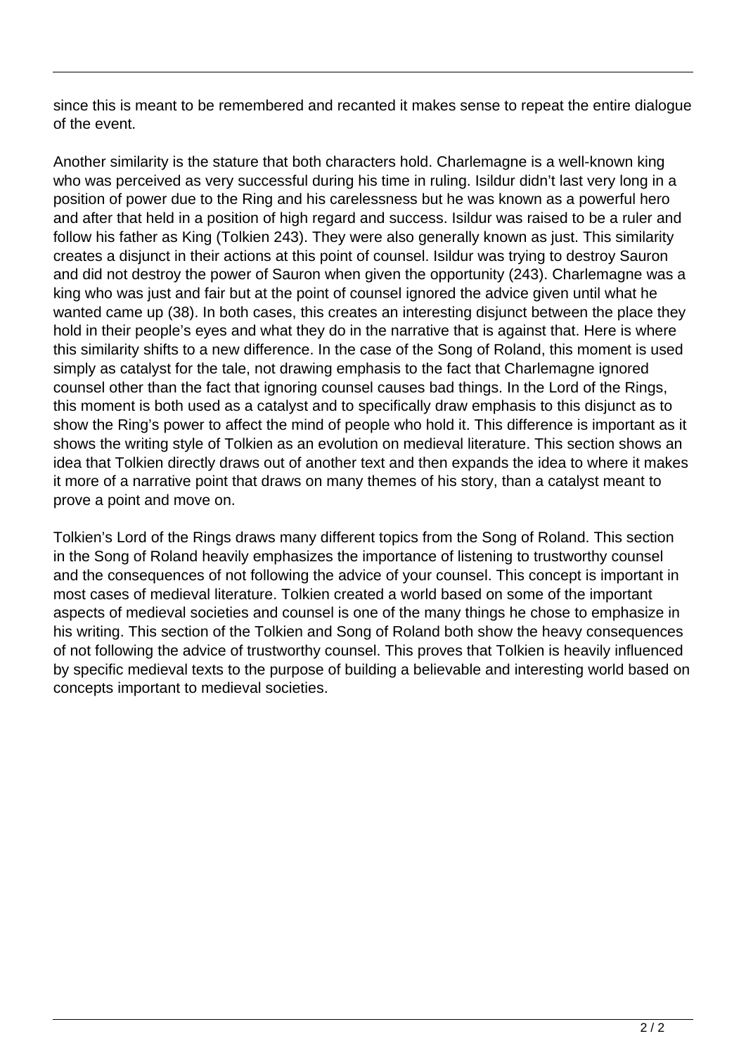since this is meant to be remembered and recanted it makes sense to repeat the entire dialogue of the event.

Another similarity is the stature that both characters hold. Charlemagne is a well-known king who was perceived as very successful during his time in ruling. Isildur didn't last very long in a position of power due to the Ring and his carelessness but he was known as a powerful hero and after that held in a position of high regard and success. Isildur was raised to be a ruler and follow his father as King (Tolkien 243). They were also generally known as just. This similarity creates a disjunct in their actions at this point of counsel. Isildur was trying to destroy Sauron and did not destroy the power of Sauron when given the opportunity (243). Charlemagne was a king who was just and fair but at the point of counsel ignored the advice given until what he wanted came up (38). In both cases, this creates an interesting disjunct between the place they hold in their people's eyes and what they do in the narrative that is against that. Here is where this similarity shifts to a new difference. In the case of the Song of Roland, this moment is used simply as catalyst for the tale, not drawing emphasis to the fact that Charlemagne ignored counsel other than the fact that ignoring counsel causes bad things. In the Lord of the Rings, this moment is both used as a catalyst and to specifically draw emphasis to this disjunct as to show the Ring's power to affect the mind of people who hold it. This difference is important as it shows the writing style of Tolkien as an evolution on medieval literature. This section shows an idea that Tolkien directly draws out of another text and then expands the idea to where it makes it more of a narrative point that draws on many themes of his story, than a catalyst meant to prove a point and move on.

Tolkien's Lord of the Rings draws many different topics from the Song of Roland. This section in the Song of Roland heavily emphasizes the importance of listening to trustworthy counsel and the consequences of not following the advice of your counsel. This concept is important in most cases of medieval literature. Tolkien created a world based on some of the important aspects of medieval societies and counsel is one of the many things he chose to emphasize in his writing. This section of the Tolkien and Song of Roland both show the heavy consequences of not following the advice of trustworthy counsel. This proves that Tolkien is heavily influenced by specific medieval texts to the purpose of building a believable and interesting world based on concepts important to medieval societies.